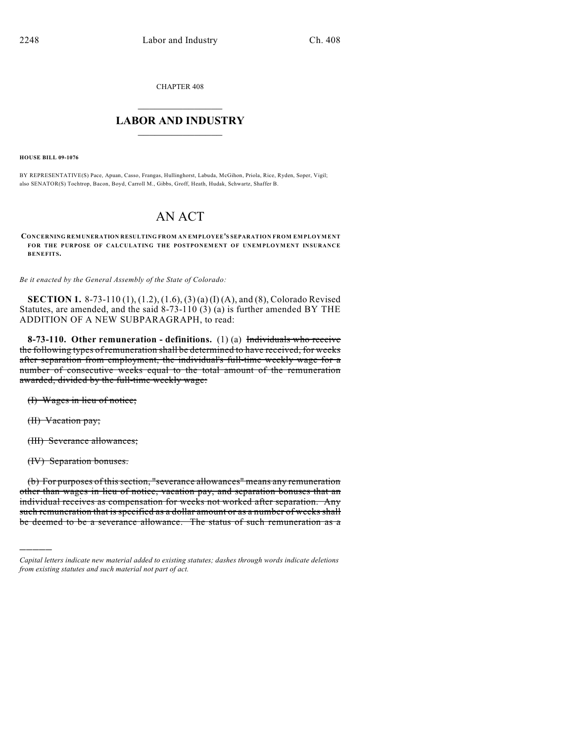CHAPTER 408

## LABOR AND INDUSTRY

**HOUSE BILL 09-1076**

BY REPRESENTATIVE(S) Pace, Apuan, Casso, Frangas, Hullinghorst, Labuda, McGihon, Priola, Rice, Ryden, Soper, Vigil; also SENATOR(S) Tochtrop, Bacon, Boyd, Carroll M., Gibbs, Groff, Heath, Hudak, Schwartz, Shaffer B.

# AN ACT

**CONCERNING REMUNERATION RESULTING FROM AN EMPLOYEE'S SEPARATION FROM EMPLOYMENT FOR THE PURPOSE OF CALCULATING THE POSTPONEMENT OF UNEMPLOYMENT INSURANCE BENEFITS.**

*Be it enacted by the General Assembly of the State of Colorado:*

**SECTION 1.** 8-73-110 (1), (1.2), (1.6), (3) (a) (I) (A), and (8), Colorado Revised Statutes, are amended, and the said 8-73-110 (3) (a) is further amended BY THE ADDITION OF A NEW SUBPARAGRAPH, to read:

**8-73-110. Other remuneration - definitions.** (1) (a) ~~Individuals who receive the following types of remuneration shall be determined to have received, for weeks after separation from employment, the individual's full-time weekly wage for a number of consecutive weeks equal to the total amount of the remuneration awarded, divided by the full-time weekly wage:~~

~~(I) Wages in lieu of notice;~~

~~(II) Vacation pay;~~

~~(III) Severance allowances;~~

~~(IV) Separation bonuses.~~

~~(b) For purposes of this section, "severance allowances" means any remuneration other than wages in lieu of notice, vacation pay, and separation bonuses that an individual receives as compensation for weeks not worked after separation. Any such remuneration that is specified as a dollar amount or as a number of weeks shall be deemed to be a severance allowance. The status of such remuneration as a~~

*Capital letters indicate new material added to existing statutes; dashes through words indicate deletions from existing statutes and such material not part of act.*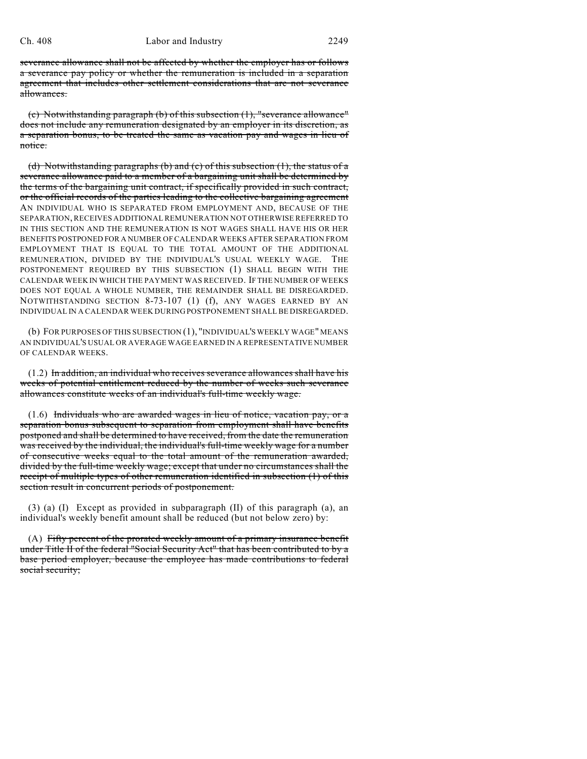severance allowance shall not be affected by whether the employer has or follows a severance pay policy or whether the remuneration is included in a separation agreement that includes other settlement considerations that are not severance allowances.

(c) Notwithstanding paragraph (b) of this subsection (1), "severance allowance" does not include any remuneration designated by an employer in its discretion, as a separation bonus, to be treated the same as vacation pay and wages in lieu of notice.

(d) Notwithstanding paragraphs (b) and (c) of this subsection (1), the status of a severance allowance paid to a member of a bargaining unit shall be determined by the terms of the bargaining unit contract, if specifically provided in such contract, or the official records of the parties leading to the collective bargaining agreement AN INDIVIDUAL WHO IS SEPARATED FROM EMPLOYMENT AND, BECAUSE OF THE SEPARATION, RECEIVES ADDITIONAL REMUNERATION NOT OTHERWISE REFERRED TO IN THIS SECTION AND THE REMUNERATION IS NOT WAGES SHALL HAVE HIS OR HER BENEFITS POSTPONED FOR A NUMBER OF CALENDAR WEEKS AFTER SEPARATION FROM EMPLOYMENT THAT IS EQUAL TO THE TOTAL AMOUNT OF THE ADDITIONAL REMUNERATION, DIVIDED BY THE INDIVIDUAL'S USUAL WEEKLY WAGE. THE POSTPONEMENT REQUIRED BY THIS SUBSECTION (1) SHALL BEGIN WITH THE CALENDAR WEEK IN WHICH THE PAYMENT WAS RECEIVED. IF THE NUMBER OF WEEKS DOES NOT EQUAL A WHOLE NUMBER, THE REMAINDER SHALL BE DISREGARDED. NOTWITHSTANDING SECTION 8-73-107 (1) (f), ANY WAGES EARNED BY AN INDIVIDUAL IN A CALENDAR WEEK DURING POSTPONEMENT SHALL BE DISREGARDED.

(b) FOR PURPOSES OF THIS SUBSECTION (1), "INDIVIDUAL'S WEEKLY WAGE" MEANS AN INDIVIDUAL'S USUAL OR AVERAGE WAGE EARNED IN A REPRESENTATIVE NUMBER OF CALENDAR WEEKS.

(1.2) In addition, an individual who receives severance allowances shall have his weeks of potential entitlement reduced by the number of weeks such severance allowances constitute weeks of an individual's full-time weekly wage.

(1.6) Individuals who are awarded wages in lieu of notice, vacation pay, or a separation bonus subsequent to separation from employment shall have benefits postponed and shall be determined to have received, from the date the remuneration was received by the individual, the individual's full-time weekly wage for a number of consecutive weeks equal to the total amount of the remuneration awarded, divided by the full-time weekly wage; except that under no circumstances shall the receipt of multiple types of other remuneration identified in subsection (1) of this section result in concurrent periods of postponement.

(3) (a) (I) Except as provided in subparagraph (II) of this paragraph (a), an individual's weekly benefit amount shall be reduced (but not below zero) by:

(A) Fifty percent of the prorated weekly amount of a primary insurance benefit under Title II of the federal "Social Security Act" that has been contributed to by a base period employer, because the employee has made contributions to federal social security;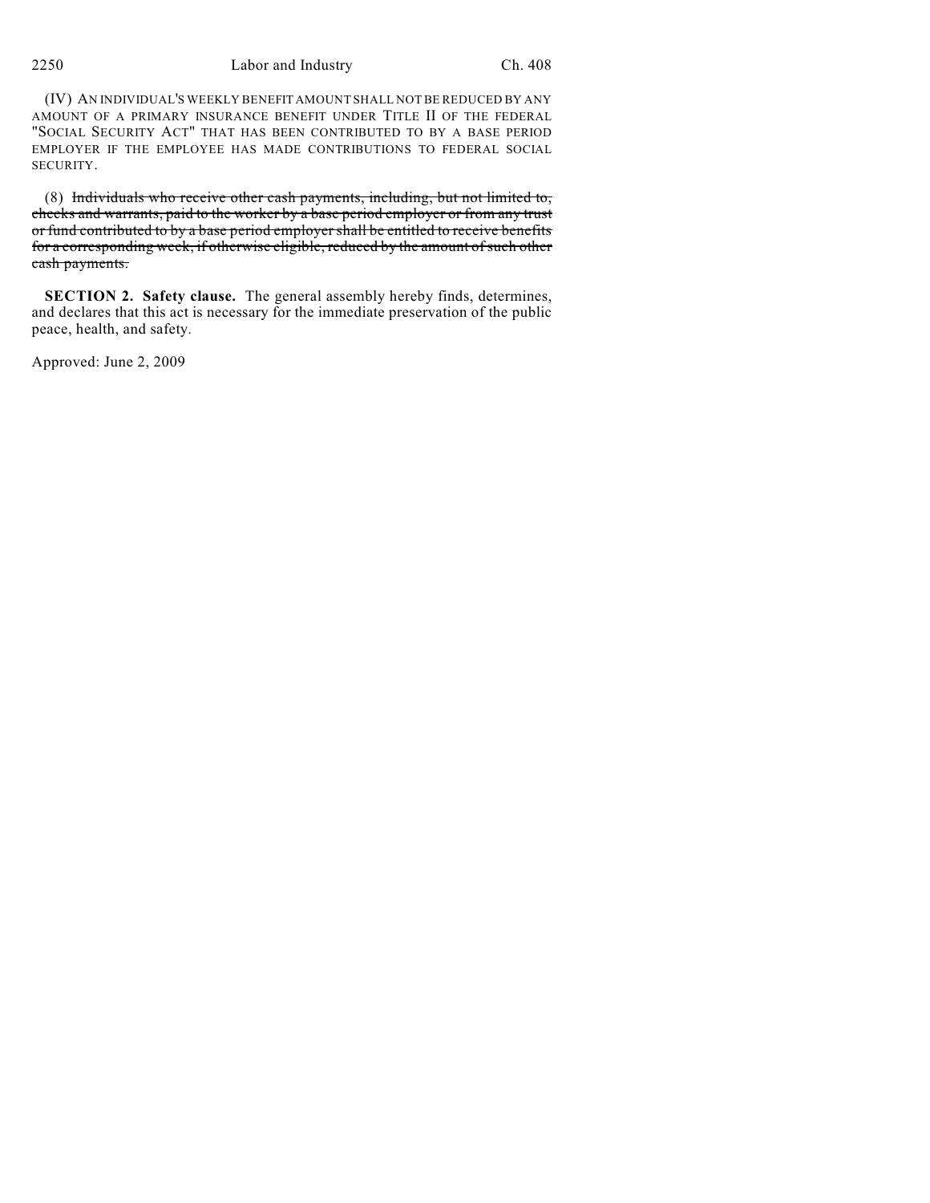(IV) AN INDIVIDUAL'S WEEKLY BENEFIT AMOUNT SHALL NOT BE REDUCED BY ANY AMOUNT OF A PRIMARY INSURANCE BENEFIT UNDER TITLE II OF THE FEDERAL "SOCIAL SECURITY ACT" THAT HAS BEEN CONTRIBUTED TO BY A BASE PERIOD EMPLOYER IF THE EMPLOYEE HAS MADE CONTRIBUTIONS TO FEDERAL SOCIAL SECURITY.

(8) ~~Individuals who receive other cash payments, including, but not limited to, checks and warrants, paid to the worker by a base period employer or from any trust or fund contributed to by a base period employer shall be entitled to receive benefits for a corresponding week, if otherwise eligible, reduced by the amount of such other cash payments.~~

**SECTION 2. Safety clause.** The general assembly hereby finds, determines, and declares that this act is necessary for the immediate preservation of the public peace, health, and safety.

Approved: June 2, 2009